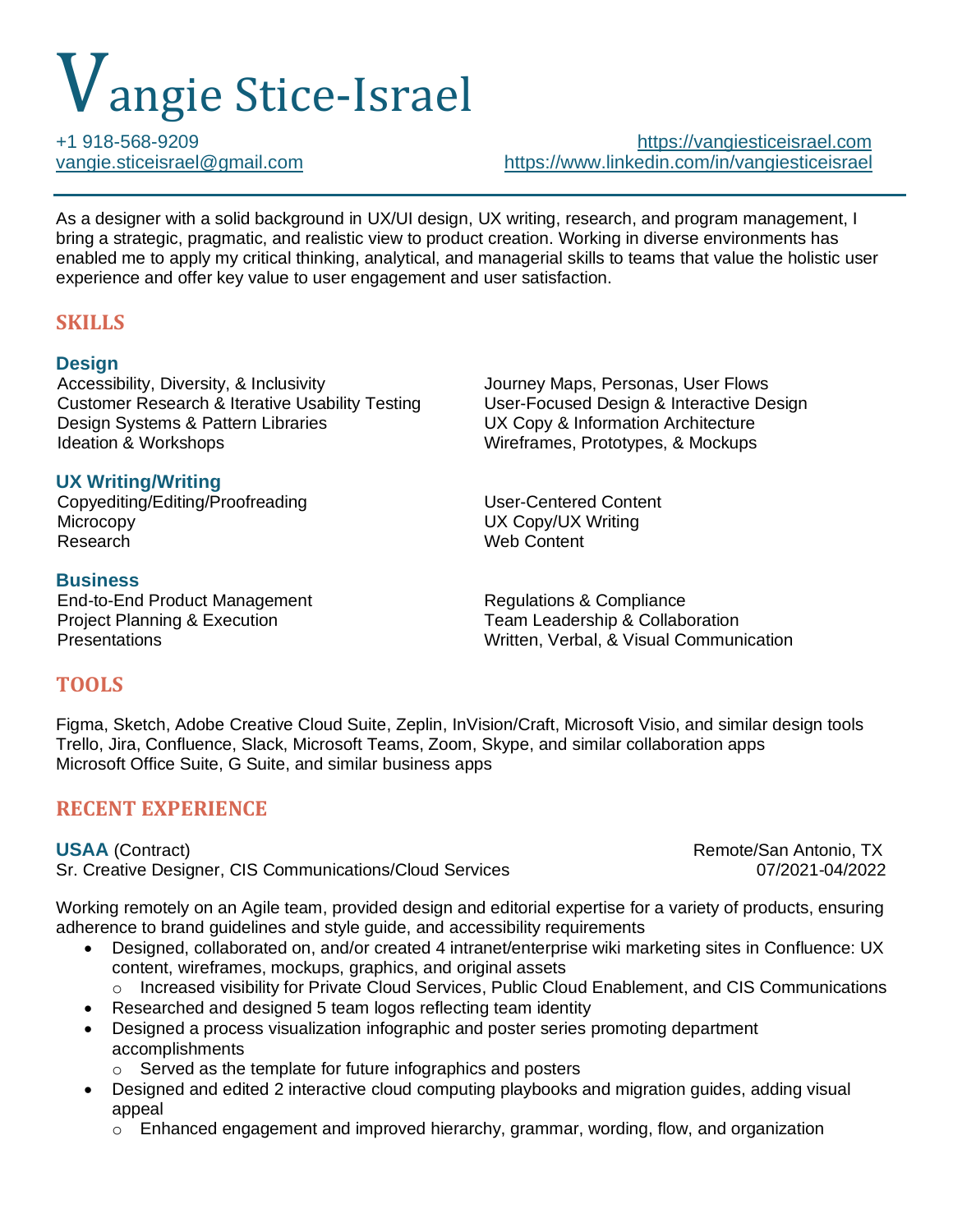# Vangie Stice-Israel

+1 918-568-9209 | https://vangiesticeisrael.com
vangie.sticeisrael@gmail.com | https://www.linkedin.com/in/vangiesticeisrael

As a designer with a solid background in UX/UI design, UX writing, research, and program management, I bring a strategic, pragmatic, and realistic view to product creation. Working in diverse environments has enabled me to apply my critical thinking, analytical, and managerial skills to teams that value the holistic user experience and offer key value to user engagement and user satisfaction.

## SKILLS

### Design

- Accessibility, Diversity, & Inclusivity
- Customer Research & Iterative Usability Testing
- Design Systems & Pattern Libraries
- Ideation & Workshops
- Journey Maps, Personas, User Flows
- User-Focused Design & Interactive Design
- UX Copy & Information Architecture
- Wireframes, Prototypes, & Mockups

### UX Writing/Writing

- Copyediting/Editing/Proofreading
- Microcopy
- Research
- User-Centered Content
- UX Copy/UX Writing
- Web Content

### Business

- End-to-End Product Management
- Project Planning & Execution
- Presentations
- Regulations & Compliance
- Team Leadership & Collaboration
- Written, Verbal, & Visual Communication

## TOOLS

Figma, Sketch, Adobe Creative Cloud Suite, Zeplin, InVision/Craft, Microsoft Visio, and similar design tools
Trello, Jira, Confluence, Slack, Microsoft Teams, Zoom, Skype, and similar collaboration apps
Microsoft Office Suite, G Suite, and similar business apps

## RECENT EXPERIENCE

**USAA** (Contract) — Remote/San Antonio, TX
Sr. Creative Designer, CIS Communications/Cloud Services — 07/2021-04/2022

Working remotely on an Agile team, provided design and editorial expertise for a variety of products, ensuring adherence to brand guidelines and style guide, and accessibility requirements

- Designed, collaborated on, and/or created 4 intranet/enterprise wiki marketing sites in Confluence: UX content, wireframes, mockups, graphics, and original assets
  - Increased visibility for Private Cloud Services, Public Cloud Enablement, and CIS Communications
- Researched and designed 5 team logos reflecting team identity
- Designed a process visualization infographic and poster series promoting department accomplishments
  - Served as the template for future infographics and posters
- Designed and edited 2 interactive cloud computing playbooks and migration guides, adding visual appeal
  - Enhanced engagement and improved hierarchy, grammar, wording, flow, and organization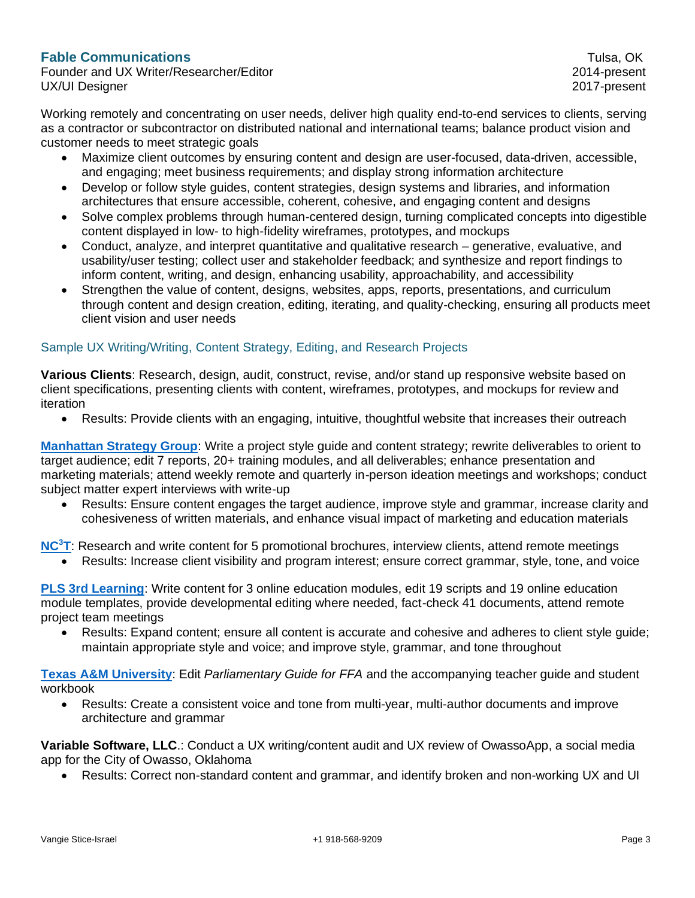### Fable Communications

Tulsa, OK

Founder and UX Writer/Researcher/Editor — 2014-present

UX/UI Designer — 2017-present

Working remotely and concentrating on user needs, deliver high quality end-to-end services to clients, serving as a contractor or subcontractor on distributed national and international teams; balance product vision and customer needs to meet strategic goals

- Maximize client outcomes by ensuring content and design are user-focused, data-driven, accessible, and engaging; meet business requirements; and display strong information architecture
- Develop or follow style guides, content strategies, design systems and libraries, and information architectures that ensure accessible, coherent, cohesive, and engaging content and designs
- Solve complex problems through human-centered design, turning complicated concepts into digestible content displayed in low- to high-fidelity wireframes, prototypes, and mockups
- Conduct, analyze, and interpret quantitative and qualitative research – generative, evaluative, and usability/user testing; collect user and stakeholder feedback; and synthesize and report findings to inform content, writing, and design, enhancing usability, approachability, and accessibility
- Strengthen the value of content, designs, websites, apps, reports, presentations, and curriculum through content and design creation, editing, iterating, and quality-checking, ensuring all products meet client vision and user needs

#### Sample UX Writing/Writing, Content Strategy, Editing, and Research Projects

**Various Clients**: Research, design, audit, construct, revise, and/or stand up responsive website based on client specifications, presenting clients with content, wireframes, prototypes, and mockups for review and iteration

- Results: Provide clients with an engaging, intuitive, thoughtful website that increases their outreach

**Manhattan Strategy Group**: Write a project style guide and content strategy; rewrite deliverables to orient to target audience; edit 7 reports, 20+ training modules, and all deliverables; enhance presentation and marketing materials; attend weekly remote and quarterly in-person ideation meetings and workshops; conduct subject matter expert interviews with write-up

- Results: Ensure content engages the target audience, improve style and grammar, increase clarity and cohesiveness of written materials, and enhance visual impact of marketing and education materials

**NC$^3$T**: Research and write content for 5 promotional brochures, interview clients, attend remote meetings

- Results: Increase client visibility and program interest; ensure correct grammar, style, tone, and voice

**PLS 3rd Learning**: Write content for 3 online education modules, edit 19 scripts and 19 online education module templates, provide developmental editing where needed, fact-check 41 documents, attend remote project team meetings

- Results: Expand content; ensure all content is accurate and cohesive and adheres to client style guide; maintain appropriate style and voice; and improve style, grammar, and tone throughout

**Texas A&M University**: Edit *Parliamentary Guide for FFA* and the accompanying teacher guide and student workbook

- Results: Create a consistent voice and tone from multi-year, multi-author documents and improve architecture and grammar

**Variable Software, LLC.**: Conduct a UX writing/content audit and UX review of OwassoApp, a social media app for the City of Owasso, Oklahoma

- Results: Correct non-standard content and grammar, and identify broken and non-working UX and UI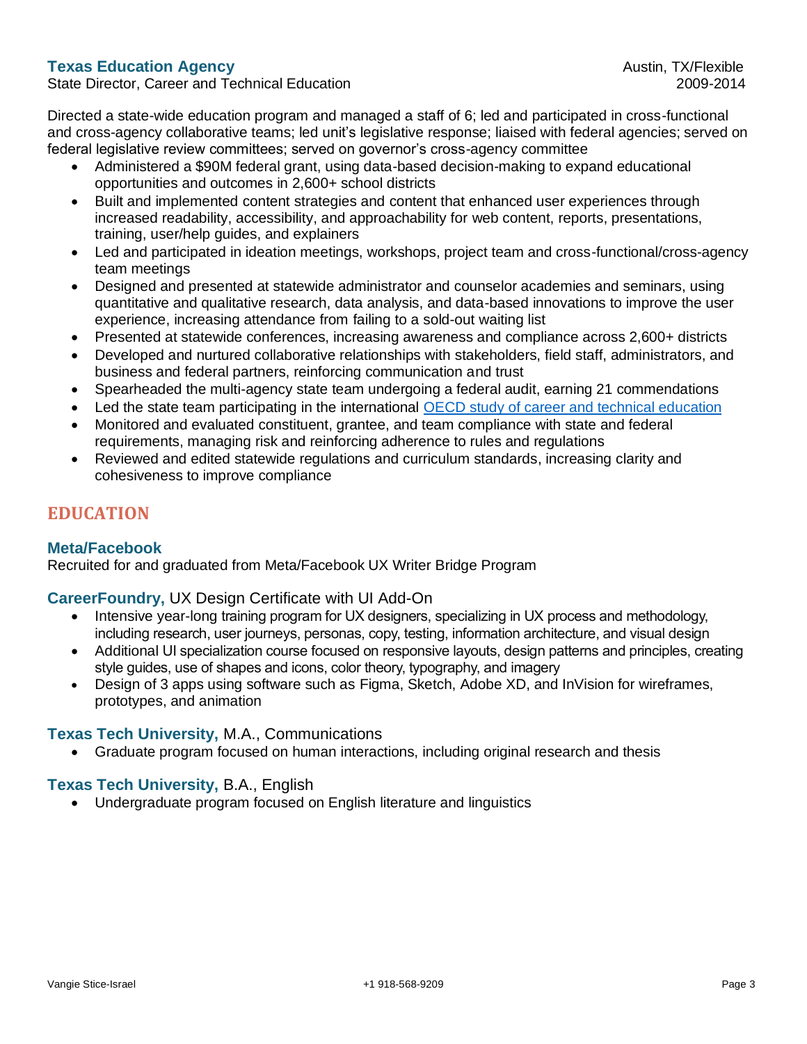### Texas Education Agency

State Director, Career and Technical Education — Austin, TX/Flexible — 2009-2014

Directed a state-wide education program and managed a staff of 6; led and participated in cross-functional and cross-agency collaborative teams; led unit's legislative response; liaised with federal agencies; served on federal legislative review committees; served on governor's cross-agency committee

- Administered a $90M federal grant, using data-based decision-making to expand educational opportunities and outcomes in 2,600+ school districts
- Built and implemented content strategies and content that enhanced user experiences through increased readability, accessibility, and approachability for web content, reports, presentations, training, user/help guides, and explainers
- Led and participated in ideation meetings, workshops, project team and cross-functional/cross-agency team meetings
- Designed and presented at statewide administrator and counselor academies and seminars, using quantitative and qualitative research, data analysis, and data-based innovations to improve the user experience, increasing attendance from failing to a sold-out waiting list
- Presented at statewide conferences, increasing awareness and compliance across 2,600+ districts
- Developed and nurtured collaborative relationships with stakeholders, field staff, administrators, and business and federal partners, reinforcing communication and trust
- Spearheaded the multi-agency state team undergoing a federal audit, earning 21 commendations
- Led the state team participating in the international OECD study of career and technical education
- Monitored and evaluated constituent, grantee, and team compliance with state and federal requirements, managing risk and reinforcing adherence to rules and regulations
- Reviewed and edited statewide regulations and curriculum standards, increasing clarity and cohesiveness to improve compliance

## EDUCATION

### Meta/Facebook

Recruited for and graduated from Meta/Facebook UX Writer Bridge Program

### CareerFoundry, UX Design Certificate with UI Add-On

- Intensive year-long training program for UX designers, specializing in UX process and methodology, including research, user journeys, personas, copy, testing, information architecture, and visual design
- Additional UI specialization course focused on responsive layouts, design patterns and principles, creating style guides, use of shapes and icons, color theory, typography, and imagery
- Design of 3 apps using software such as Figma, Sketch, Adobe XD, and InVision for wireframes, prototypes, and animation

### Texas Tech University, M.A., Communications

- Graduate program focused on human interactions, including original research and thesis

### Texas Tech University, B.A., English

- Undergraduate program focused on English literature and linguistics